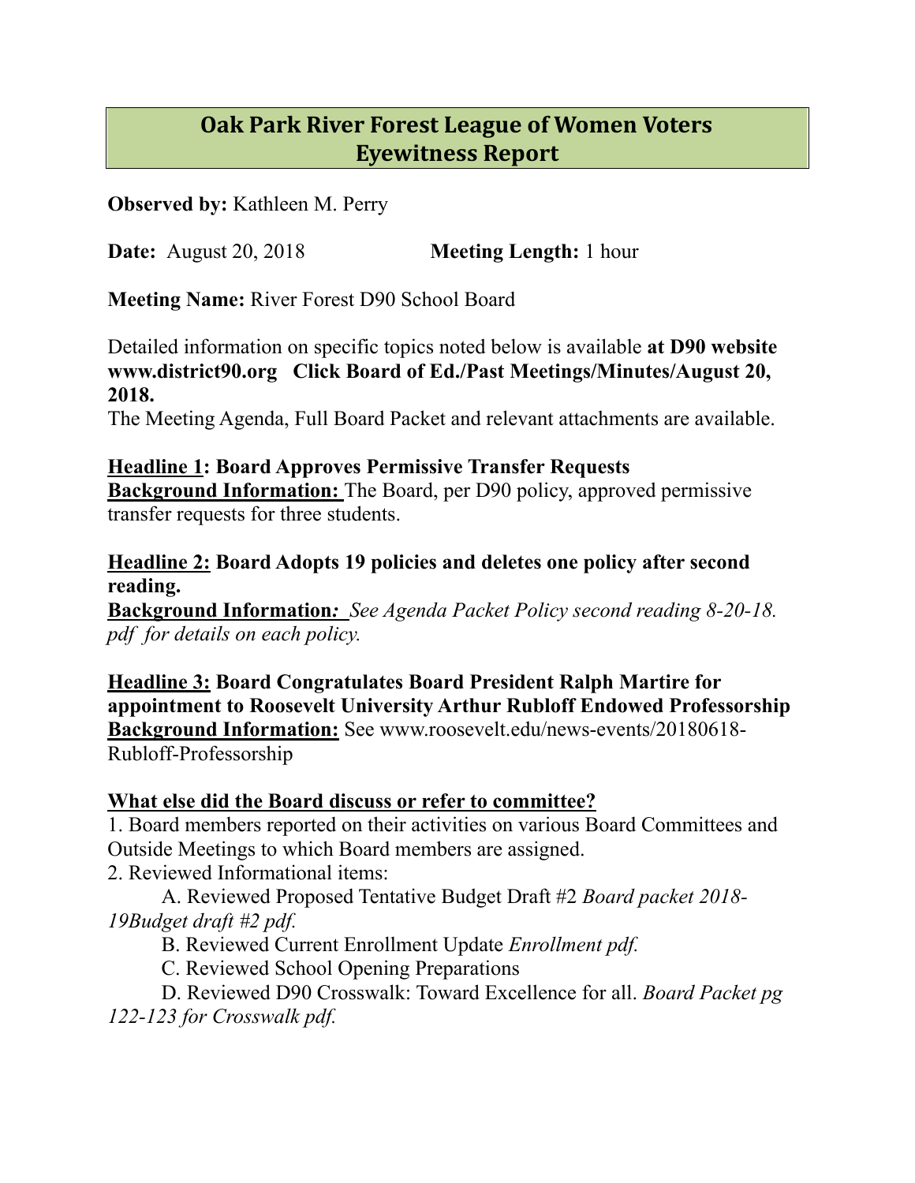# Oak Park River Forest League of Women Voters Eyewitness Report

**Observed by:** Kathleen M. Perry

**Date:** August 20, 2018 **Meeting Length:** 1 hour

**Meeting Name:** River Forest D90 School Board

Detailed information on specific topics noted below is available **at D90 website www.district90.org Click Board of Ed./Past Meetings/Minutes/August 20, 2018.**
The Meeting Agenda, Full Board Packet and relevant attachments are available.

**Headline 1: Board Approves Permissive Transfer Requests**
**Background Information:** The Board, per D90 policy, approved permissive transfer requests for three students.

**Headline 2: Board Adopts 19 policies and deletes one policy after second reading.**
**Background Information:** *See Agenda Packet Policy second reading 8-20-18. pdf for details on each policy.*

**Headline 3: Board Congratulates Board President Ralph Martire for appointment to Roosevelt University Arthur Rubloff Endowed Professorship**
**Background Information:** See www.roosevelt.edu/news-events/20180618-Rubloff-Professorship

**What else did the Board discuss or refer to committee?**

1. Board members reported on their activities on various Board Committees and Outside Meetings to which Board members are assigned.
2. Reviewed Informational items:
   A. Reviewed Proposed Tentative Budget Draft #2 *Board packet 2018-19Budget draft #2 pdf.*
   B. Reviewed Current Enrollment Update *Enrollment pdf.*
   C. Reviewed School Opening Preparations
   D. Reviewed D90 Crosswalk: Toward Excellence for all. *Board Packet pg 122-123 for Crosswalk pdf.*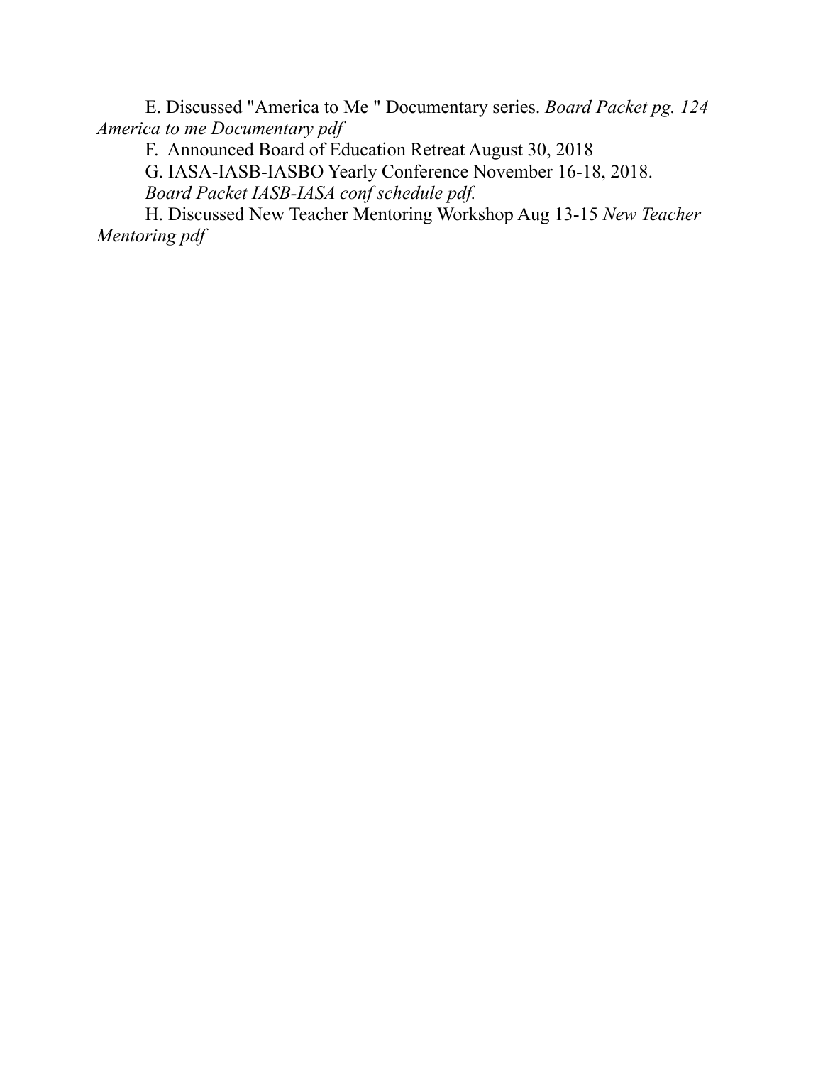E. Discussed "America to Me " Documentary series. *Board Packet pg. 124 America to me Documentary pdf*

F. Announced Board of Education Retreat August 30, 2018

G. IASA-IASB-IASBO Yearly Conference November 16-18, 2018. *Board Packet IASB-IASA conf schedule pdf.*

H. Discussed New Teacher Mentoring Workshop Aug 13-15 *New Teacher Mentoring pdf*